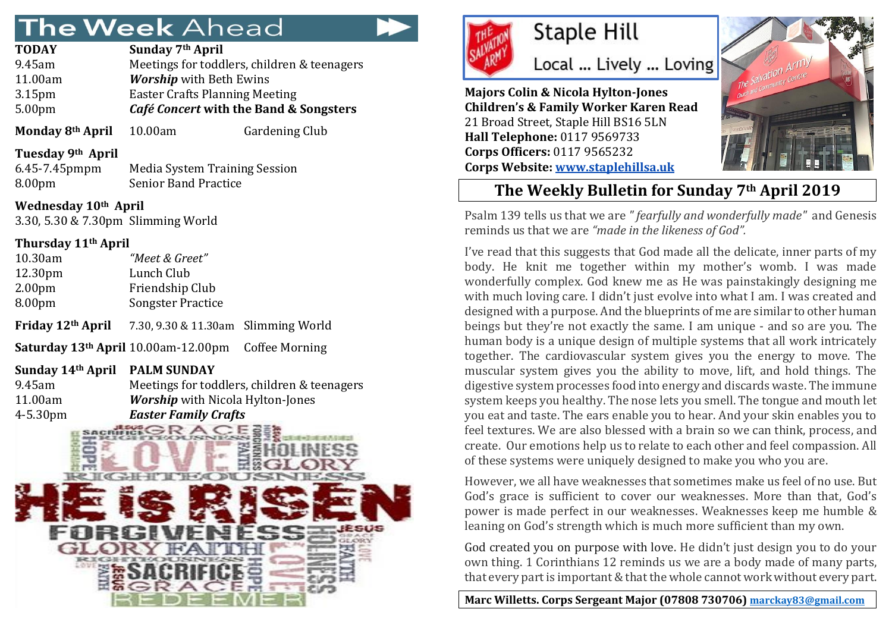# The Week Ahead

**TODAY** — **Sunday 7th April**

| | |
|---|---|
| 9.45am | Meetings for toddlers, children & teenagers |
| 11.00am | ***Worship*** with Beth Ewins |
| 3.15pm | Easter Crafts Planning Meeting |
| 5.00pm | ***Café Concert* with the Band & Songsters** |

**Monday 8th April** 10.00am Gardening Club

**Tuesday 9th April**

| | |
|---|---|
| 6.45-7.45pmpm | Media System Training Session |
| 8.00pm | Senior Band Practice |

**Wednesday 10th April**

3.30, 5.30 & 7.30pm Slimming World

**Thursday 11th April**

| | |
|---|---|
| 10.30am | *"Meet & Greet"* |
| 12.30pm | Lunch Club |
| 2.00pm | Friendship Club |
| 8.00pm | Songster Practice |

**Friday 12th April** 7.30, 9.30 & 11.30am Slimming World

**Saturday 13th April** 10.00am-12.00pm Coffee Morning

**Sunday 14th April** **PALM SUNDAY**

| | |
|---|---|
| 9.45am | Meetings for toddlers, children & teenagers |
| 11.00am | ***Worship*** with Nicola Hylton-Jones |
| 4-5.30pm | ***Easter Family Crafts*** |

# Staple Hill

Local ... Lively ... Loving

**Majors Colin & Nicola Hylton-Jones**
**Children's & Family Worker Karen Read**
21 Broad Street, Staple Hill BS16 5LN
**Hall Telephone:** 0117 9569733
**Corps Officers:** 0117 9565232
**Corps Website:** www.staplehillsa.uk

## The Weekly Bulletin for Sunday 7th April 2019

Psalm 139 tells us that we are *"fearfully and wonderfully made"* and Genesis reminds us that we are *"made in the likeness of God".*

I've read that this suggests that God made all the delicate, inner parts of my body. He knit me together within my mother's womb. I was made wonderfully complex. God knew me as He was painstakingly designing me with much loving care. I didn't just evolve into what I am. I was created and designed with a purpose. And the blueprints of me are similar to other human beings but they're not exactly the same. I am unique - and so are you. The human body is a unique design of multiple systems that all work intricately together. The cardiovascular system gives you the energy to move. The muscular system gives you the ability to move, lift, and hold things. The digestive system processes food into energy and discards waste. The immune system keeps you healthy. The nose lets you smell. The tongue and mouth let you eat and taste. The ears enable you to hear. And your skin enables you to feel textures. We are also blessed with a brain so we can think, process, and create. Our emotions help us to relate to each other and feel compassion. All of these systems were uniquely designed to make you who you are.

However, we all have weaknesses that sometimes make us feel of no use. But God's grace is sufficient to cover our weaknesses. More than that, God's power is made perfect in our weaknesses. Weaknesses keep me humble & leaning on God's strength which is much more sufficient than my own.

God created you on purpose with love. He didn't just design you to do your own thing. 1 Corinthians 12 reminds us we are a body made of many parts, that every part is important & that the whole cannot work without every part.

**Marc Willetts. Corps Sergeant Major (07808 730706)** marckay83@gmail.com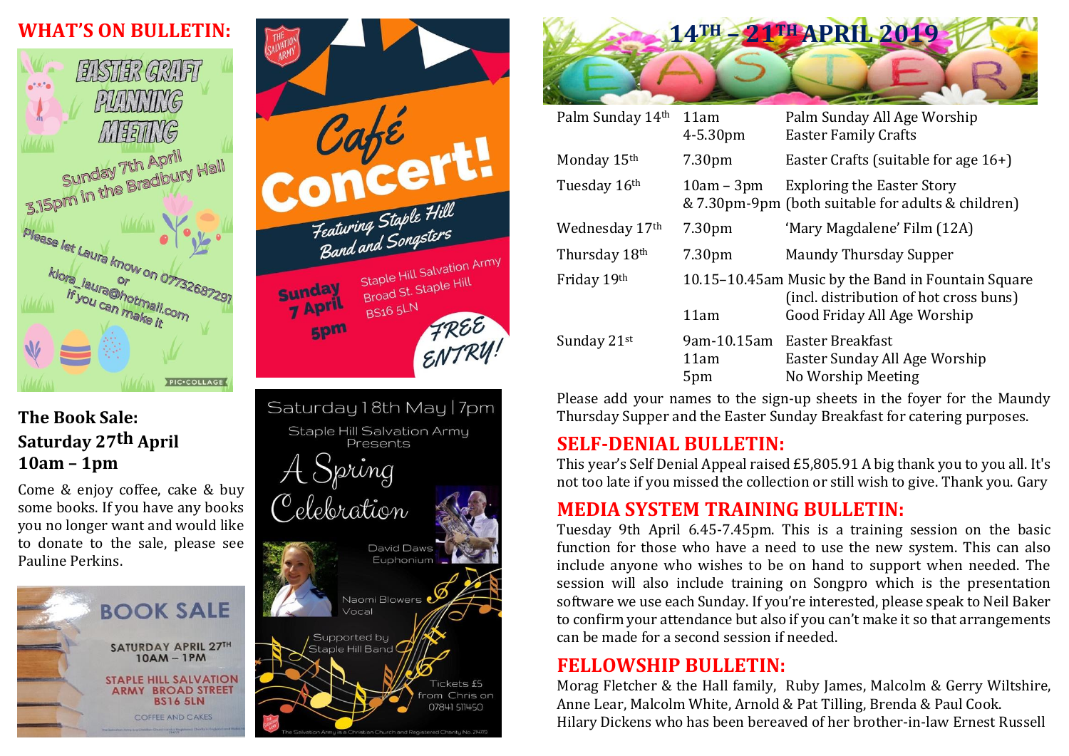## WHAT'S ON BULLETIN:

EASTER CRAFT PLANNING MEETING

Sunday 7th April

3.15pm in the Bradbury Hall

Please let Laura know on 07732687291

or

kiora_laura@hotmail.com

if you can make it

PIC•COLLAGE

THE SALVATION ARMY

Café Concert!

Featuring Staple Hill Band and Songsters

Sunday 7 April 5pm

Staple Hill Salvation Army

Broad St. Staple Hill

BS16 5LN

FREE ENTRY!

### The Book Sale: Saturday 27th April 10am – 1pm

Come & enjoy coffee, cake & buy some books. If you have any books you no longer want and would like to donate to the sale, please see Pauline Perkins.

BOOK SALE

SATURDAY APRIL 27TH

10AM – 1PM

STAPLE HILL SALVATION ARMY BROAD STREET BS16 5LN

COFFEE AND CAKES

Saturday 18th May | 7pm

Staple Hill Salvation Army Presents

A Spring Celebration

David Daws Euphonium

Naomi Blowers Vocal

Supported by Staple Hill Band

Tickets £5 from Chris on 07841 511450

The Salvation Army is a Christian Church and Registered Charity No. 214779

## 14TH – 21TH APRIL 2019

EASTER

| | | |
|---|---|---|
| Palm Sunday 14th | 11am<br>4-5.30pm | Palm Sunday All Age Worship<br>Easter Family Crafts |
| Monday 15th | 7.30pm | Easter Crafts (suitable for age 16+) |
| Tuesday 16th | 10am – 3pm<br>& 7.30pm-9pm | Exploring the Easter Story<br>(both suitable for adults & children) |
| Wednesday 17th | 7.30pm | 'Mary Magdalene' Film (12A) |
| Thursday 18th | 7.30pm | Maundy Thursday Supper |
| Friday 19th | 10.15–10.45am<br><br>11am | Music by the Band in Fountain Square<br>(incl. distribution of hot cross buns)<br>Good Friday All Age Worship |
| Sunday 21st | 9am-10.15am<br>11am<br>5pm | Easter Breakfast<br>Easter Sunday All Age Worship<br>No Worship Meeting |

Please add your names to the sign-up sheets in the foyer for the Maundy Thursday Supper and the Easter Sunday Breakfast for catering purposes.

## SELF-DENIAL BULLETIN:

This year's Self Denial Appeal raised £5,805.91 A big thank you to you all. It's not too late if you missed the collection or still wish to give. Thank you. Gary

## MEDIA SYSTEM TRAINING BULLETIN:

Tuesday 9th April 6.45-7.45pm. This is a training session on the basic function for those who have a need to use the new system. This can also include anyone who wishes to be on hand to support when needed. The session will also include training on Songpro which is the presentation software we use each Sunday. If you're interested, please speak to Neil Baker to confirm your attendance but also if you can't make it so that arrangements can be made for a second session if needed.

## FELLOWSHIP BULLETIN:

Morag Fletcher & the Hall family, Ruby James, Malcolm & Gerry Wiltshire, Anne Lear, Malcolm White, Arnold & Pat Tilling, Brenda & Paul Cook.
Hilary Dickens who has been bereaved of her brother-in-law Ernest Russell